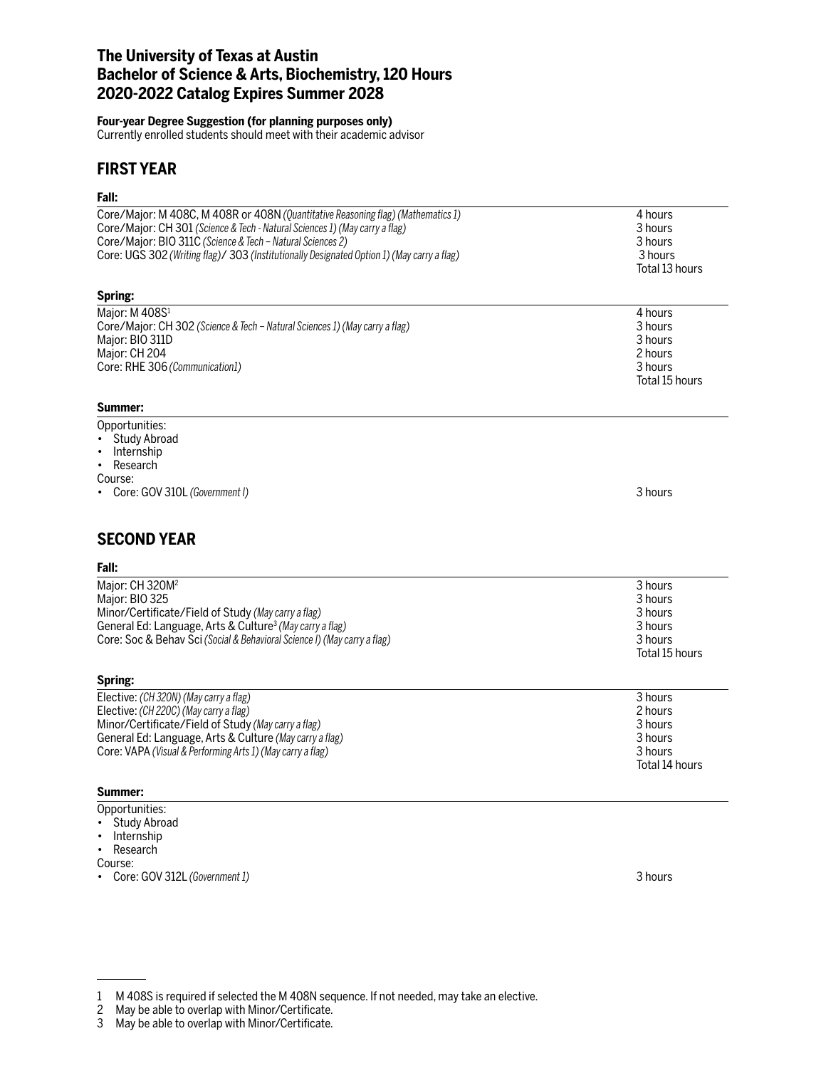# The University of Texas at Austin
# Bachelor of Science & Arts, Biochemistry, 120 Hours
# 2020-2022 Catalog Expires Summer 2028

**Four-year Degree Suggestion (for planning purposes only)**
Currently enrolled students should meet with their academic advisor

## FIRST YEAR

### Fall:

| | |
|---|---|
| Core/Major: M 408C, M 408R or 408N *(Quantitative Reasoning flag) (Mathematics 1)* | 4 hours |
| Core/Major: CH 301 *(Science & Tech - Natural Sciences 1) (May carry a flag)* | 3 hours |
| Core/Major: BIO 311C *(Science & Tech – Natural Sciences 2)* | 3 hours |
| Core: UGS 302 *(Writing flag)*/ 303 *(Institutionally Designated Option 1) (May carry a flag)* | 3 hours |
| | Total 13 hours |

### Spring:

| | |
|---|---|
| Major: M 408S[1] | 4 hours |
| Core/Major: CH 302 *(Science & Tech – Natural Sciences 1) (May carry a flag)* | 3 hours |
| Major: BIO 311D | 3 hours |
| Major: CH 204 | 2 hours |
| Core: RHE 306 *(Communication1)* | 3 hours |
| | Total 15 hours |

### Summer:

Opportunities:
- Study Abroad
- Internship
- Research

Course:
- Core: GOV 310L *(Government I)* — 3 hours

## SECOND YEAR

### Fall:

| | |
|---|---|
| Major: CH 320M[2] | 3 hours |
| Major: BIO 325 | 3 hours |
| Minor/Certificate/Field of Study *(May carry a flag)* | 3 hours |
| General Ed: Language, Arts & Culture[3] *(May carry a flag)* | 3 hours |
| Core: Soc & Behav Sci *(Social & Behavioral Science I) (May carry a flag)* | 3 hours |
| | Total 15 hours |

### Spring:

| | |
|---|---|
| Elective: *(CH 320N) (May carry a flag)* | 3 hours |
| Elective: *(CH 220C) (May carry a flag)* | 2 hours |
| Minor/Certificate/Field of Study *(May carry a flag)* | 3 hours |
| General Ed: Language, Arts & Culture *(May carry a flag)* | 3 hours |
| Core: VAPA *(Visual & Performing Arts 1) (May carry a flag)* | 3 hours |
| | Total 14 hours |

### Summer:

Opportunities:
- Study Abroad
- Internship
- Research

Course:
- Core: GOV 312L *(Government 1)* — 3 hours

---

1 M 408S is required if selected the M 408N sequence. If not needed, may take an elective.
2 May be able to overlap with Minor/Certificate.
3 May be able to overlap with Minor/Certificate.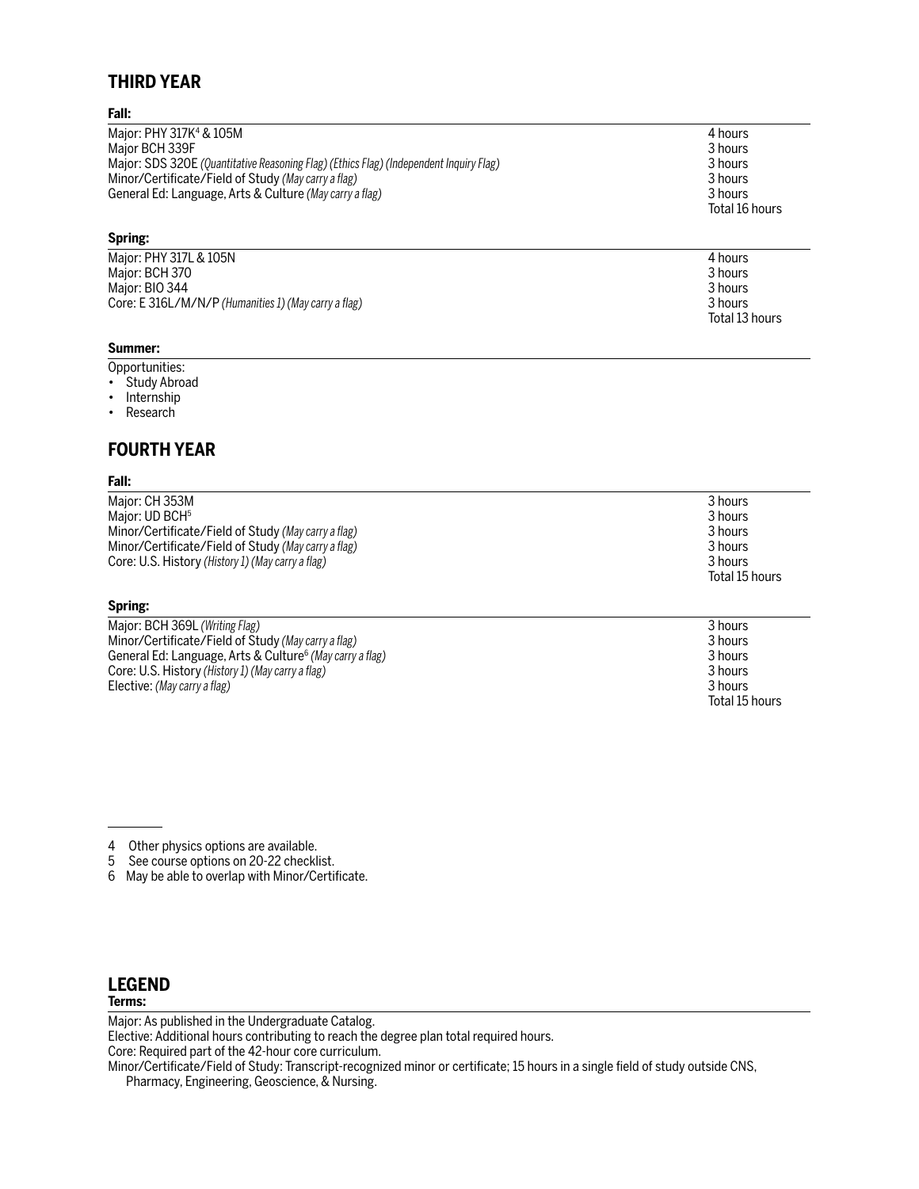## THIRD YEAR

**Fall:**

| | |
|---|---|
| Major: PHY 317K[4] & 105M | 4 hours |
| Major BCH 339F | 3 hours |
| Major: SDS 320E *(Quantitative Reasoning Flag) (Ethics Flag) (Independent Inquiry Flag)* | 3 hours |
| Minor/Certificate/Field of Study *(May carry a flag)* | 3 hours |
| General Ed: Language, Arts & Culture *(May carry a flag)* | 3 hours |
| | Total 16 hours |

**Spring:**

| | |
|---|---|
| Major: PHY 317L & 105N | 4 hours |
| Major: BCH 370 | 3 hours |
| Major: BIO 344 | 3 hours |
| Core: E 316L/M/N/P *(Humanities 1) (May carry a flag)* | 3 hours |
| | Total 13 hours |

**Summer:**

Opportunities:

- Study Abroad
- Internship
- Research

## FOURTH YEAR

**Fall:**

| | |
|---|---|
| Major: CH 353M | 3 hours |
| Major: UD BCH[5] | 3 hours |
| Minor/Certificate/Field of Study *(May carry a flag)* | 3 hours |
| Minor/Certificate/Field of Study *(May carry a flag)* | 3 hours |
| Core: U.S. History *(History 1) (May carry a flag)* | 3 hours |
| | Total 15 hours |

**Spring:**

| | |
|---|---|
| Major: BCH 369L *(Writing Flag)* | 3 hours |
| Minor/Certificate/Field of Study *(May carry a flag)* | 3 hours |
| General Ed: Language, Arts & Culture[6] *(May carry a flag)* | 3 hours |
| Core: U.S. History *(History 1) (May carry a flag)* | 3 hours |
| Elective: *(May carry a flag)* | 3 hours |
| | Total 15 hours |

---

4 Other physics options are available.
5 See course options on 20-22 checklist.
6 May be able to overlap with Minor/Certificate.

## LEGEND

**Terms:**

Major: As published in the Undergraduate Catalog.
Elective: Additional hours contributing to reach the degree plan total required hours.
Core: Required part of the 42-hour core curriculum.
Minor/Certificate/Field of Study: Transcript-recognized minor or certificate; 15 hours in a single field of study outside CNS, Pharmacy, Engineering, Geoscience, & Nursing.